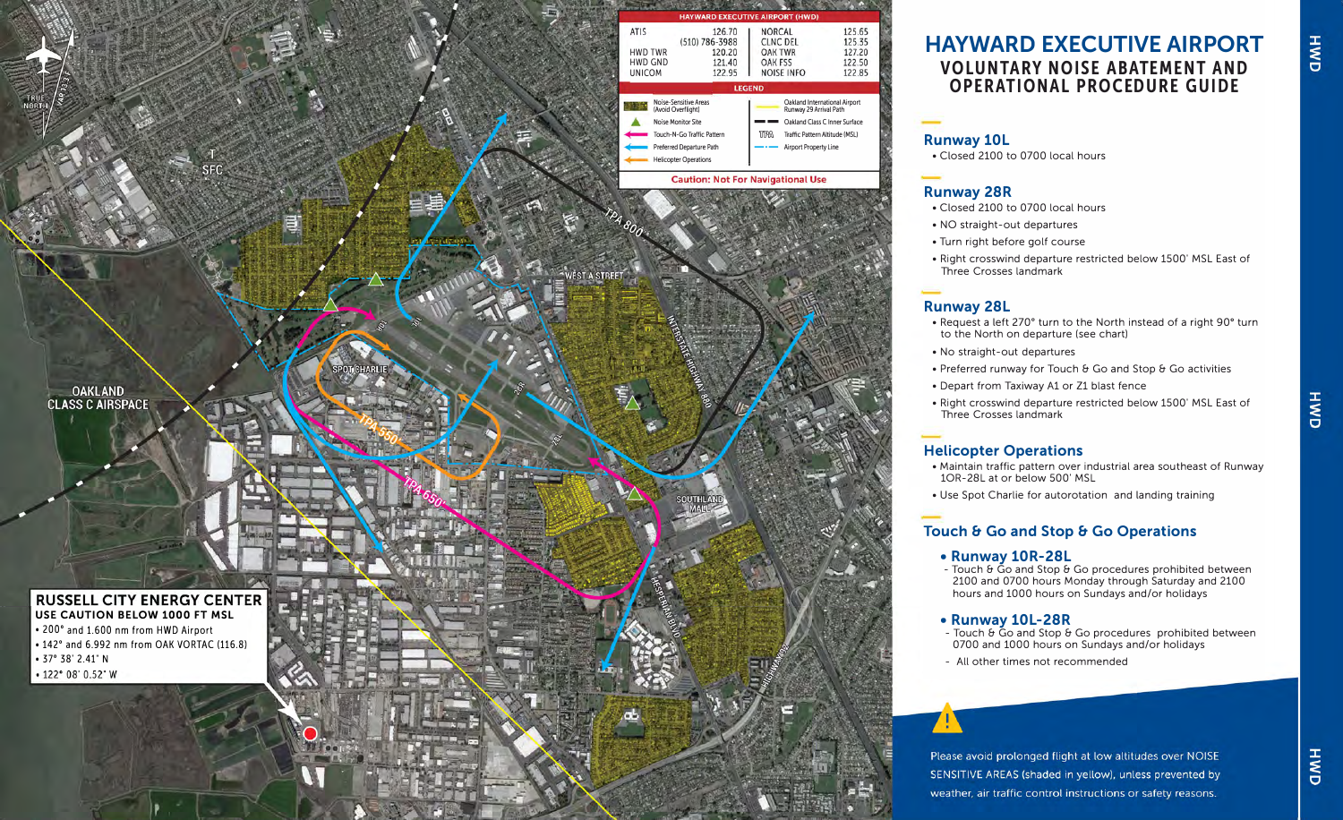# HAYWARD EXECUTIVE AIRPORT

## VOLUNTARY NOISE ABATEMENT AND OPERATIONAL PROCEDURE GUIDE

### Runway 10L

- Closed 2100 to 0700 local hours

### Runway 28R

- Closed 2100 to 0700 local hours
- NO straight-out departures
- Turn right before golf course
- Right crosswind departure restricted below 1500' MSL East of Three Crosses landmark

### Runway 28L

- Request a left 270° turn to the North instead of a right 90° turn to the North on departure (see chart)
- No straight-out departures
- Preferred runway for Touch & Go and Stop & Go activities
- Depart from Taxiway A1 or Z1 blast fence
- Right crosswind departure restricted below 1500' MSL East of Three Crosses landmark

### Helicopter Operations

- Maintain traffic pattern over industrial area southeast of Runway 10R-28L at or below 500' MSL
- Use Spot Charlie for autorotation and landing training

### Touch & Go and Stop & Go Operations

- **Runway 10R-28L**
  - Touch & Go and Stop & Go procedures prohibited between 2100 and 0700 hours Monday through Saturday and 2100 hours and 1000 hours on Sundays and/or holidays
- **Runway 10L-28R**
  - Touch & Go and Stop & Go procedures prohibited between 0700 and 1000 hours on Sundays and/or holidays
  - All other times not recommended

Please avoid prolonged flight at low altitudes over NOISE SENSITIVE AREAS (shaded in yellow), unless prevented by weather, air traffic control instructions or safety reasons.

## HAYWARD EXECUTIVE AIRPORT (HWD)

| | | | |
|---|---|---|---|
| ATIS | 126.70 (510) 786-3988 | NORCAL | 125.65 |
| HWD TWR | 120.20 | CLNC DEL | 125.35 |
| HWD GND | 121.40 | OAK TWR | 127.20 |
| UNICOM | 122.95 | OAK FSS | 122.50 |
| | | NOISE INFO | 122.85 |

**LEGEND**

- Noise-Sensitive Areas (Avoid Overflight)
- Noise Monitor Site
- Touch-N-Go Traffic Pattern
- Preferred Departure Path
- Helicopter Operations
- Oakland International Airport Runway 29 Arrival Path
- Oakland Class C Inner Surface
- Traffic Pattern Altitude (MSL)
- Airport Property Line

**Caution: Not For Navigational Use**

**RUSSELL CITY ENERGY CENTER**
**USE CAUTION BELOW 1000 FT MSL**

- 200° and 1.600 nm from HWD Airport
- 142° and 6.992 nm from OAK VORTAC (116.8)
- 37° 38' 2.41" N
- 122° 08' 0.52" W

OAKLAND CLASS C AIRSPACE

TRUE NORTH

T SFC

SPOT CHARLIE

TPA 800

TPA 550

TPA 650

WEST A STREET

INTERSTATE HIGHWAY 880

SOUTHLAND MALL

HESPERIAN BLVD

HIGHWAY 92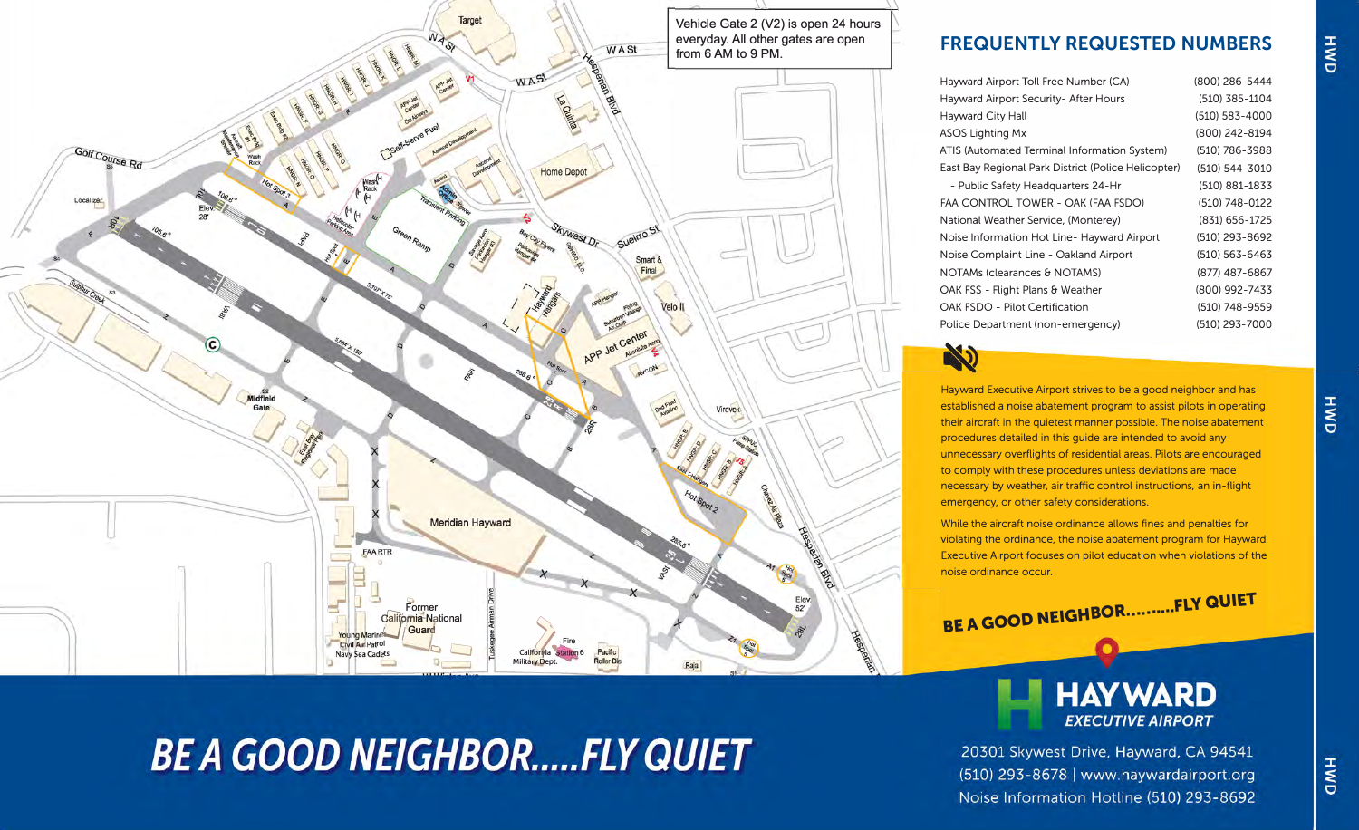Vehicle Gate 2 (V2) is open 24 hours everyday. All other gates are open from 6 AM to 9 PM.

## FREQUENTLY REQUESTED NUMBERS

| | |
|---|---|
| Hayward Airport Toll Free Number (CA) | (800) 286-5444 |
| Hayward Airport Security- After Hours | (510) 385-1104 |
| Hayward City Hall | (510) 583-4000 |
| ASOS Lighting Mx | (800) 242-8194 |
| ATIS (Automated Terminal Information System) | (510) 786-3988 |
| East Bay Regional Park District (Police Helicopter) | (510) 544-3010 |
| - Public Safety Headquarters 24-Hr | (510) 881-1833 |
| FAA CONTROL TOWER - OAK (FAA FSDO) | (510) 748-0122 |
| National Weather Service, (Monterey) | (831) 656-1725 |
| Noise Information Hot Line- Hayward Airport | (510) 293-8692 |
| Noise Complaint Line - Oakland Airport | (510) 563-6463 |
| NOTAMs (clearances & NOTAMS) | (877) 487-6867 |
| OAK FSS - Flight Plans & Weather | (800) 992-7433 |
| OAK FSDO - Pilot Certification | (510) 748-9559 |
| Police Department (non-emergency) | (510) 293-7000 |

Hayward Executive Airport strives to be a good neighbor and has established a noise abatement program to assist pilots in operating their aircraft in the quietest manner possible. The noise abatement procedures detailed in this guide are intended to avoid any unnecessary overflights of residential areas. Pilots are encouraged to comply with these procedures unless deviations are made necessary by weather, air traffic control instructions, an in-flight emergency, or other safety considerations.

While the aircraft noise ordinance allows fines and penalties for violating the ordinance, the noise abatement program for Hayward Executive Airport focuses on pilot education when violations of the noise ordinance occur.

**BE A GOOD NEIGHBOR.........FLY QUIET**

# BE A GOOD NEIGHBOR.....FLY QUIET

**HAYWARD EXECUTIVE AIRPORT**

20301 Skywest Drive, Hayward, CA 94541
(510) 293-8678 | www.haywardairport.org
Noise Information Hotline (510) 293-8692